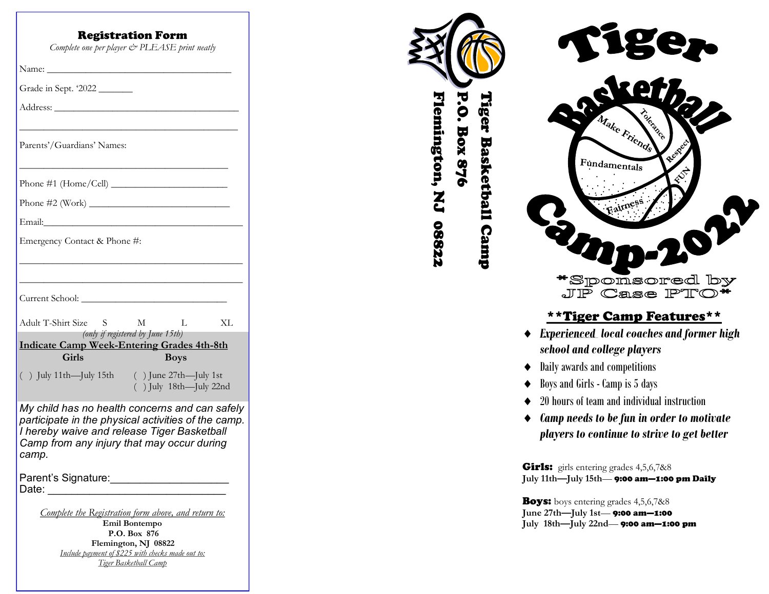## Registration Form

*Complete one per player & PLEASE print neatly*

Name: ____________________________________

Grade in Sept. '2022 _______

Address: ____________________________________

____________________________________________

Parents'/Guardians' Names:

____________________________________________

Phone #1 (Home/Cell) ________________________

Phone #2 (Work) ____________________________

Email:_______________________________________

Emergency Contact & Phone #:

____________________________________________

____________________________________________

Current School: _____________________________

Adult T-Shirt Size S M L XL
*(only if registered by June 15th)*

**Indicate Camp Week-Entering Grades 4th-8th**

| Girls | Boys |
|---|---|
| ( ) July 11th—July 15th | ( ) June 27th—July 1st |
| | ( ) July 18th—July 22nd |

*My child has no health concerns and can safely participate in the physical activities of the camp. I hereby waive and release Tiger Basketball Camp from any injury that may occur during camp.*

Parent's Signature:___________________

Date: ______________________________

*Complete the Registration form above, and return to:*

**Emil Bontempo**
**P.O. Box 876**
**Flemington, NJ 08822**

*Include payment of $225 with checks made out to:*
*Tiger Basketball Camp*

**Tiger Basketball Camp**
**P.O. Box 876**
**Flemington, NJ 08822**

# Tiger Basketball Camp-2022

Make Friends · Tolerance · Respect · Fundamentals · FUN · Fairness

*Sponsored by JP Case PTO*

## **Tiger Camp Features**

- ***Experienced local coaches and former high school and college players***
- Daily awards and competitions
- Boys and Girls - Camp is 5 days
- 20 hours of team and individual instruction
- ***Camp needs to be fun in order to motivate players to continue to strive to get better***

**Girls:** girls entering grades 4,5,6,7&8
**July 11th—July 15th— 9:00 am—1:00 pm Daily**

**Boys:** boys entering grades 4,5,6,7&8
**June 27th—July 1st— 9:00 am—1:00**
**July 18th—July 22nd— 9:00 am—1:00 pm**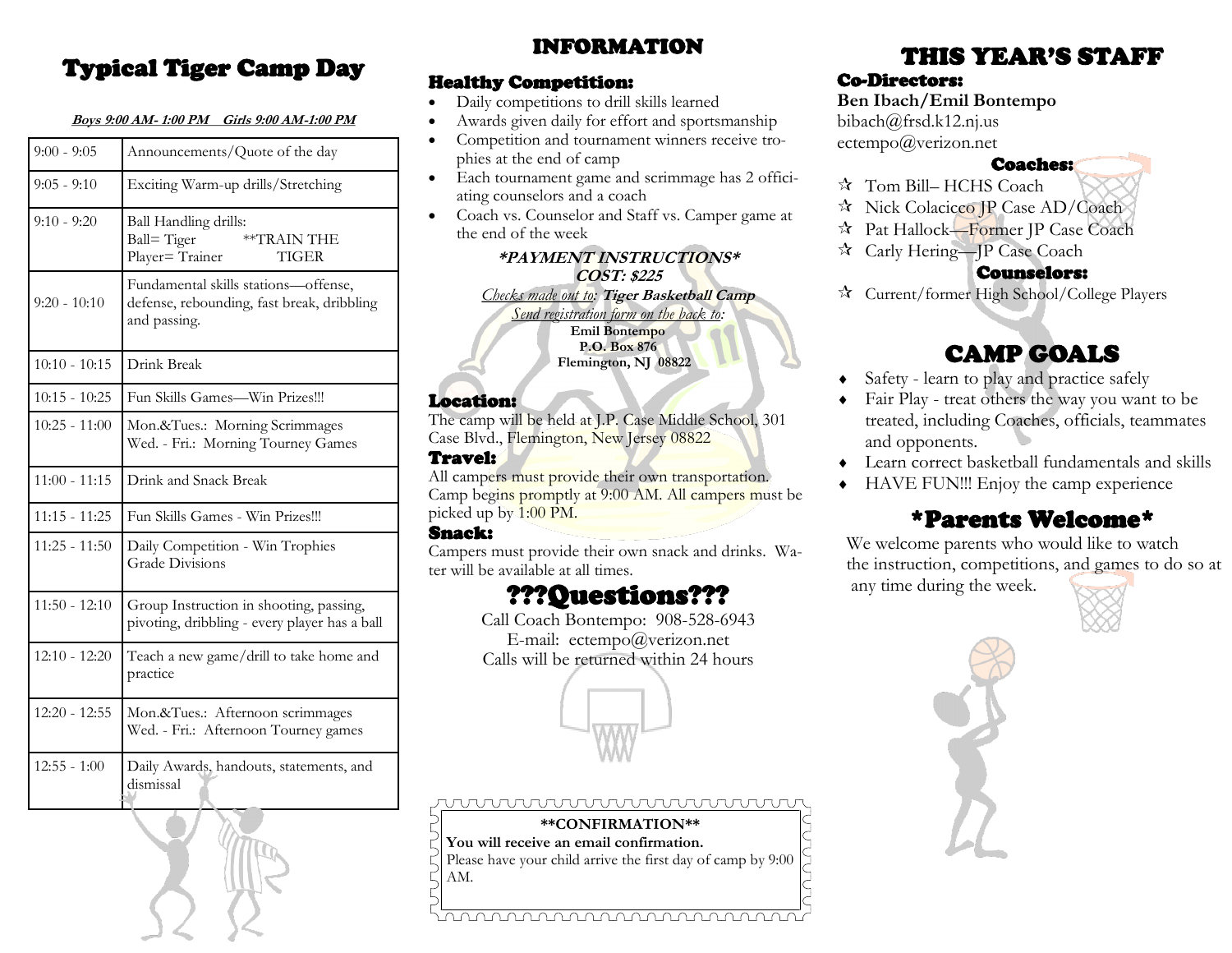# Typical Tiger Camp Day

***Boys 9:00 AM- 1:00 PM  Girls 9:00 AM-1:00 PM***

| | |
|---|---|
| 9:00 - 9:05 | Announcements/Quote of the day |
| 9:05 - 9:10 | Exciting Warm-up drills/Stretching |
| 9:10 - 9:20 | Ball Handling drills: Ball= Tiger  **TRAIN THE Player= Trainer  TIGER |
| 9:20 - 10:10 | Fundamental skills stations—offense, defense, rebounding, fast break, dribbling and passing. |
| 10:10 - 10:15 | Drink Break |
| 10:15 - 10:25 | Fun Skills Games—Win Prizes!!! |
| 10:25 - 11:00 | Mon.&Tues.: Morning Scrimmages Wed. - Fri.: Morning Tourney Games |
| 11:00 - 11:15 | Drink and Snack Break |
| 11:15 - 11:25 | Fun Skills Games - Win Prizes!!! |
| 11:25 - 11:50 | Daily Competition - Win Trophies Grade Divisions |
| 11:50 - 12:10 | Group Instruction in shooting, passing, pivoting, dribbling - every player has a ball |
| 12:10 - 12:20 | Teach a new game/drill to take home and practice |
| 12:20 - 12:55 | Mon.&Tues.: Afternoon scrimmages Wed. - Fri.: Afternoon Tourney games |
| 12:55 - 1:00 | Daily Awards, handouts, statements, and dismissal |

# INFORMATION

## Healthy Competition:

- Daily competitions to drill skills learned
- Awards given daily for effort and sportsmanship
- Competition and tournament winners receive trophies at the end of camp
- Each tournament game and scrimmage has 2 officiating counselors and a coach
- Coach vs. Counselor and Staff vs. Camper game at the end of the week

***\*PAYMENT INSTRUCTIONS\****

***COST: $225***

*Checks made out to:* ***Tiger Basketball Camp***

*Send registration form on the back to:*

**Emil Bontempo**
**P.O. Box 876**
**Flemington, NJ 08822**

## Location:

The camp will be held at J.P. Case Middle School, 301 Case Blvd., Flemington, New Jersey 08822

## Travel:

All campers must provide their own transportation. Camp begins promptly at 9:00 AM. All campers must be picked up by 1:00 PM.

## Snack:

Campers must provide their own snack and drinks. Water will be available at all times.

# ???Questions???

Call Coach Bontempo: 908-528-6943
E-mail: ectempo@verizon.net
Calls will be returned within 24 hours

**\*\*CONFIRMATION\*\***

**You will receive an email confirmation.**
Please have your child arrive the first day of camp by 9:00 AM.

# THIS YEAR'S STAFF

## Co-Directors:

**Ben Ibach/Emil Bontempo**
bibach@frsd.k12.nj.us
ectempo@verizon.net

## Coaches:

- ☆ Tom Bill– HCHS Coach
- ☆ Nick Colacicco JP Case AD/Coach
- ☆ Pat Hallock—Former JP Case Coach
- ☆ Carly Hering—JP Case Coach

## Counselors:

- ☆ Current/former High School/College Players

# CAMP GOALS

- Safety - learn to play and practice safely
- Fair Play - treat others the way you want to be treated, including Coaches, officials, teammates and opponents.
- Learn correct basketball fundamentals and skills
- HAVE FUN!!! Enjoy the camp experience

# *Parents Welcome*

We welcome parents who would like to watch the instruction, competitions, and games to do so at any time during the week.